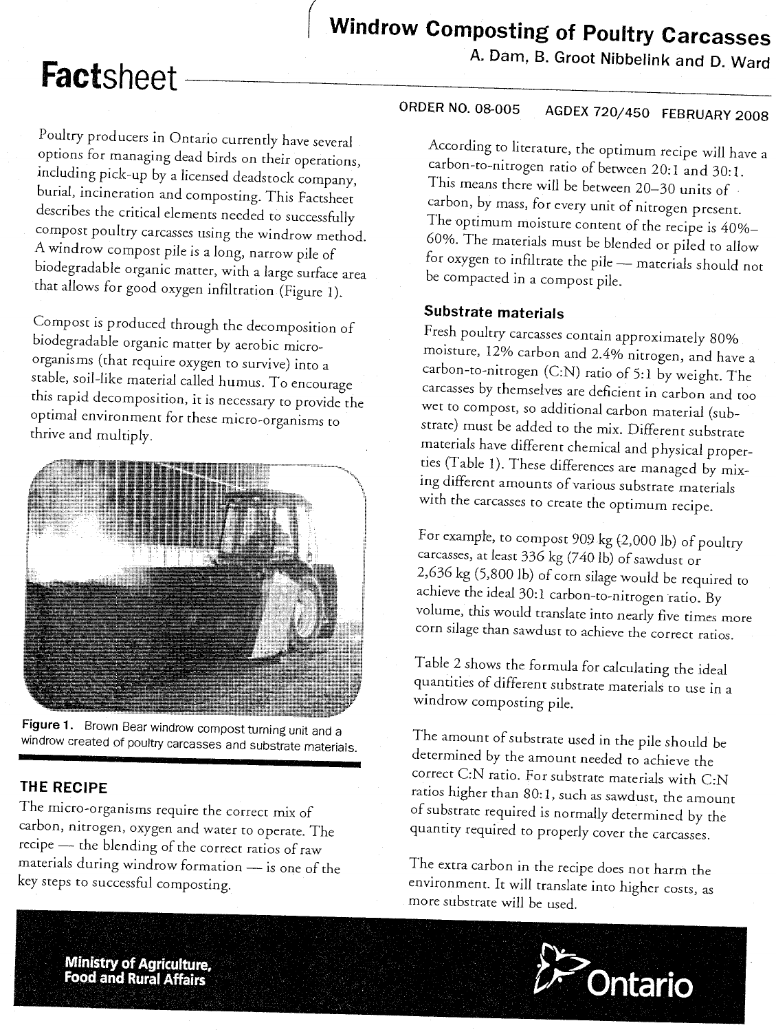# Factsheet

## Windrow Composting of Poultry Carcasses

A. Dam, B. Groot Nibbelink and D. Ward

ORDER NO. 08-005 AGDEX 720/450 FEBRUARY 2008

Poultry producers in Ontario currently have several options for managing dead birds on their operations, including pick-up by a licensed deadstock company, burial, incineration and composting. This Factsheet describes the critical elements needed to successfully compost poultry carcasses using the windrow method. A windrow compost pile is a long, narrow pile of biodegradable organic matter, with a large surface area that allows for good oxygen infiltration (Figure 1).

Compost is produced through the decomposition of biodegradable organic matter by aerobic micro-organisms (that require oxygen to survive) into a stable, soil-like material called humus. To encourage this rapid decomposition, it is necessary to provide the optimal environment for these micro-organisms to thrive and multiply.

**Figure 1.** Brown Bear windrow compost turning unit and a windrow created of poultry carcasses and substrate materials.

## THE RECIPE

The micro-organisms require the correct mix of carbon, nitrogen, oxygen and water to operate. The recipe — the blending of the correct ratios of raw materials during windrow formation — is one of the key steps to successful composting.

According to literature, the optimum recipe will have a carbon-to-nitrogen ratio of between 20:1 and 30:1. This means there will be between 20–30 units of carbon, by mass, for every unit of nitrogen present. The optimum moisture content of the recipe is 40%–60%. The materials must be blended or piled to allow for oxygen to infiltrate the pile — materials should not be compacted in a compost pile.

### Substrate materials

Fresh poultry carcasses contain approximately 80% moisture, 12% carbon and 2.4% nitrogen, and have a carbon-to-nitrogen (C:N) ratio of 5:1 by weight. The carcasses by themselves are deficient in carbon and too wet to compost, so additional carbon material (substrate) must be added to the mix. Different substrate materials have different chemical and physical properties (Table 1). These differences are managed by mixing different amounts of various substrate materials with the carcasses to create the optimum recipe.

For example, to compost 909 kg (2,000 lb) of poultry carcasses, at least 336 kg (740 lb) of sawdust or 2,636 kg (5,800 lb) of corn silage would be required to achieve the ideal 30:1 carbon-to-nitrogen ratio. By volume, this would translate into nearly five times more corn silage than sawdust to achieve the correct ratios.

Table 2 shows the formula for calculating the ideal quantities of different substrate materials to use in a windrow composting pile.

The amount of substrate used in the pile should be determined by the amount needed to achieve the correct C:N ratio. For substrate materials with C:N ratios higher than 80:1, such as sawdust, the amount of substrate required is normally determined by the quantity required to properly cover the carcasses.

The extra carbon in the recipe does not harm the environment. It will translate into higher costs, as more substrate will be used.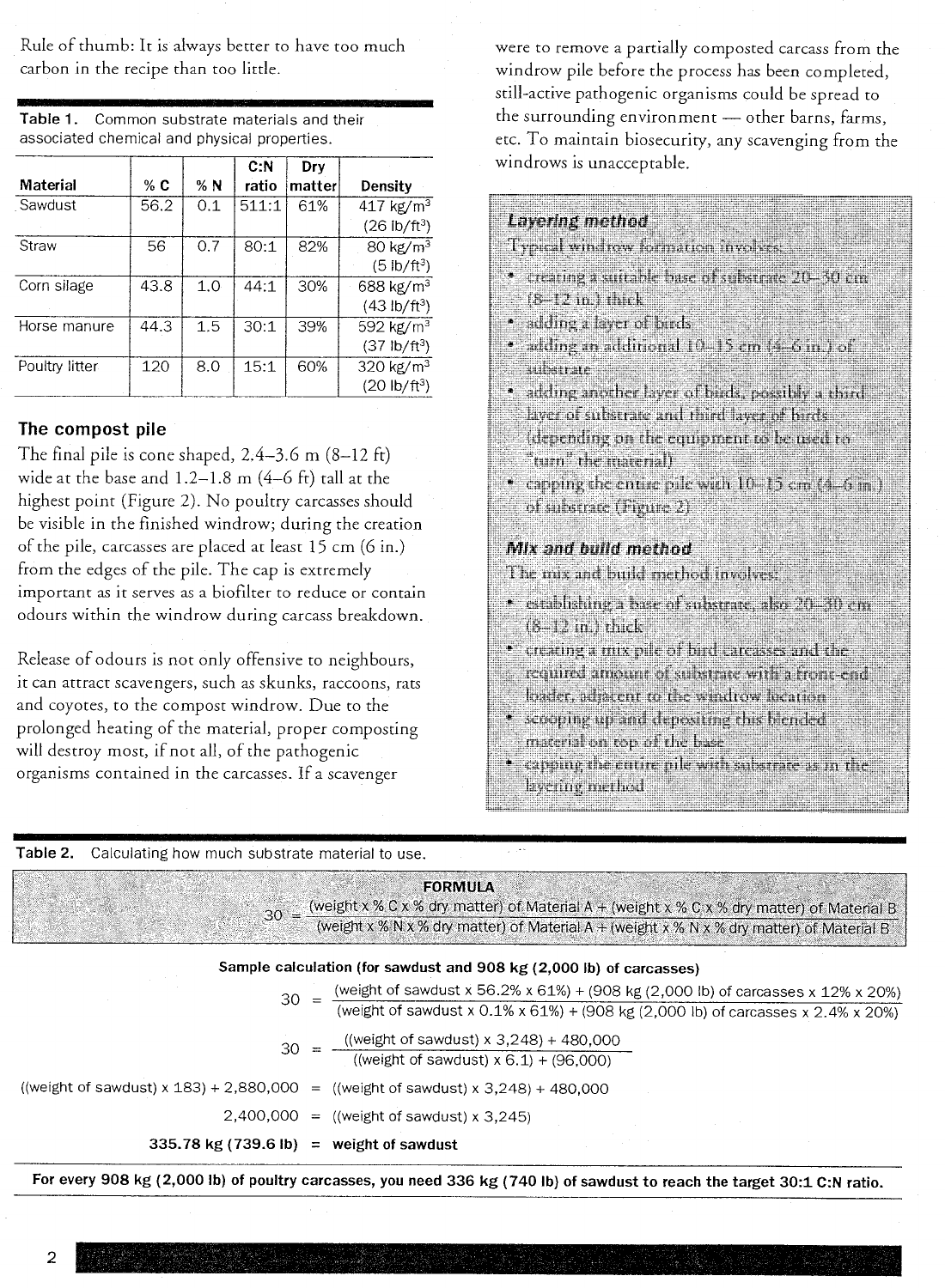Rule of thumb: It is always better to have too much carbon in the recipe than too little.

**Table 1.** Common substrate materials and their associated chemical and physical properties.

| Material | % C | % N | C:N ratio | Dry matter | Density |
|---|---|---|---|---|---|
| Sawdust | 56.2 | 0.1 | 511:1 | 61% | 417 kg/m³ (26 lb/ft³) |
| Straw | 56 | 0.7 | 80:1 | 82% | 80 kg/m³ (5 lb/ft³) |
| Corn silage | 43.8 | 1.0 | 44:1 | 30% | 688 kg/m³ (43 lb/ft³) |
| Horse manure | 44.3 | 1.5 | 30:1 | 39% | 592 kg/m³ (37 lb/ft³) |
| Poultry litter | 120 | 8.0 | 15:1 | 60% | 320 kg/m³ (20 lb/ft³) |

## The compost pile

The final pile is cone shaped, 2.4–3.6 m (8–12 ft) wide at the base and 1.2–1.8 m (4–6 ft) tall at the highest point (Figure 2). No poultry carcasses should be visible in the finished windrow; during the creation of the pile, carcasses are placed at least 15 cm (6 in.) from the edges of the pile. The cap is extremely important as it serves as a biofilter to reduce or contain odours within the windrow during carcass breakdown.

Release of odours is not only offensive to neighbours, it can attract scavengers, such as skunks, raccoons, rats and coyotes, to the compost windrow. Due to the prolonged heating of the material, proper composting will destroy most, if not all, of the pathogenic organisms contained in the carcasses. If a scavenger were to remove a partially composted carcass from the windrow pile before the process has been completed, still-active pathogenic organisms could be spread to the surrounding environment — other barns, farms, etc. To maintain biosecurity, any scavenging from the windrows is unacceptable.

### *Layering method*

Typical windrow formation involves:

- creating a suitable base of substrate 20–30 cm (8–12 in.) thick
- adding a layer of birds
- adding an additional 10–15 cm (4–6 in.) of substrate
- adding another layer of birds, possibly a third layer of substrate and third layer of birds (depending on the equipment to be used to "turn" the material)
- capping the entire pile with 10–15 cm (4–6 in.) of substrate (Figure 2)

### *Mix and build method*

The mix and build method involves:

- establishing a base of substrate, also 20–30 cm (8–12 in.) thick
- creating a mix pile of bird carcasses and the required amount of substrate with a front-end loader, adjacent to the windrow location
- scooping up and depositing this blended material on top of the base
- capping the entire pile with substrate as in the layering method

**Table 2.** Calculating how much substrate material to use.

**FORMULA**

$$30 = \frac{(\text{weight} \times \%\,C \times \%\text{ dry matter})\text{ of Material A} + (\text{weight} \times \%\,C \times \%\text{ dry matter})\text{ of Material B}}{(\text{weight} \times \%\,N \times \%\text{ dry matter})\text{ of Material A} + (\text{weight} \times \%\,N \times \%\text{ dry matter})\text{ of Material B}}$$

**Sample calculation (for sawdust and 908 kg (2,000 lb) of carcasses)**

$$30 = \frac{(\text{weight of sawdust} \times 56.2\% \times 61\%) + (908\text{ kg (2,000 lb) of carcasses} \times 12\% \times 20\%)}{(\text{weight of sawdust} \times 0.1\% \times 61\%) + (908\text{ kg (2,000 lb) of carcasses} \times 2.4\% \times 20\%)}$$

$$30 = \frac{((\text{weight of sawdust}) \times 3{,}248) + 480{,}000}{((\text{weight of sawdust}) \times 6.1) + (96{,}000)}$$

$$((\text{weight of sawdust}) \times 183) + 2{,}880{,}000 = ((\text{weight of sawdust}) \times 3{,}248) + 480{,}000$$

$$2{,}400{,}000 = ((\text{weight of sawdust}) \times 3{,}245)$$

$$\mathbf{335.78\text{ kg (739.6 lb)}} = \textbf{weight of sawdust}$$

**For every 908 kg (2,000 lb) of poultry carcasses, you need 336 kg (740 lb) of sawdust to reach the target 30:1 C:N ratio.**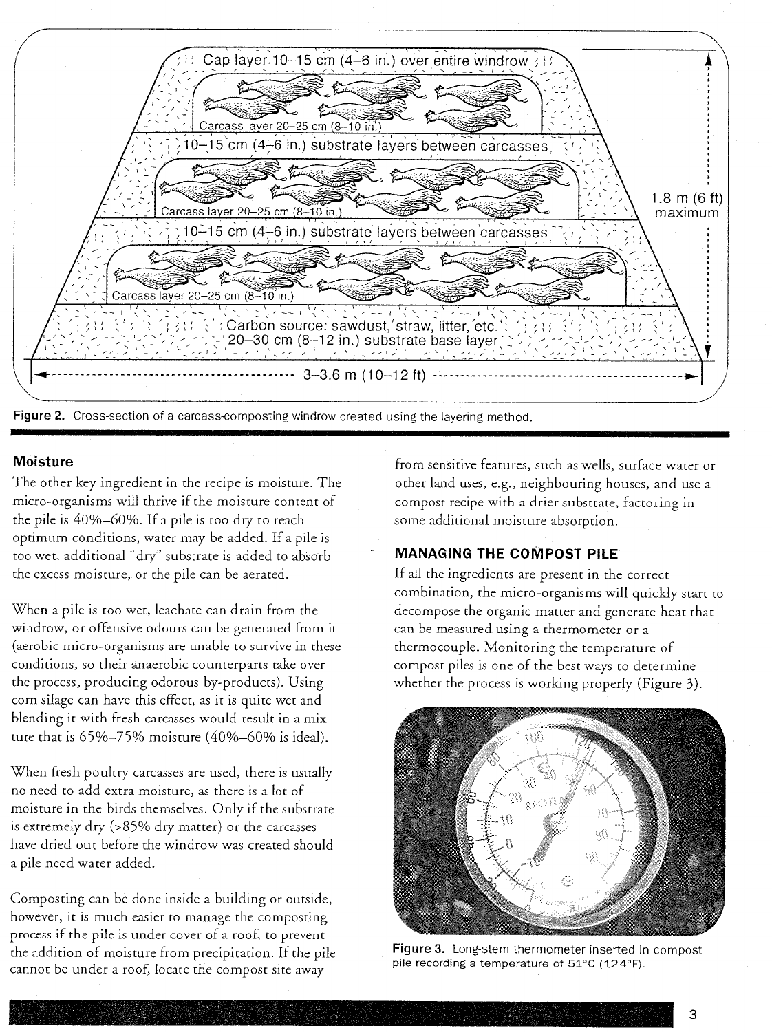Figure 2. Cross-section of a carcass-composting windrow created using the layering method.

### Moisture

The other key ingredient in the recipe is moisture. The micro-organisms will thrive if the moisture content of the pile is 40%–60%. If a pile is too dry to reach optimum conditions, water may be added. If a pile is too wet, additional "dry" substrate is added to absorb the excess moisture, or the pile can be aerated.

When a pile is too wet, leachate can drain from the windrow, or offensive odours can be generated from it (aerobic micro-organisms are unable to survive in these conditions, so their anaerobic counterparts take over the process, producing odorous by-products). Using corn silage can have this effect, as it is quite wet and blending it with fresh carcasses would result in a mixture that is 65%–75% moisture (40%–60% is ideal).

When fresh poultry carcasses are used, there is usually no need to add extra moisture, as there is a lot of moisture in the birds themselves. Only if the substrate is extremely dry (>85% dry matter) or the carcasses have dried out before the windrow was created should a pile need water added.

Composting can be done inside a building or outside, however, it is much easier to manage the composting process if the pile is under cover of a roof, to prevent the addition of moisture from precipitation. If the pile cannot be under a roof, locate the compost site away from sensitive features, such as wells, surface water or other land uses, e.g., neighbouring houses, and use a compost recipe with a drier substrate, factoring in some additional moisture absorption.

## MANAGING THE COMPOST PILE

If all the ingredients are present in the correct combination, the micro-organisms will quickly start to decompose the organic matter and generate heat that can be measured using a thermometer or a thermocouple. Monitoring the temperature of compost piles is one of the best ways to determine whether the process is working properly (Figure 3).

Figure 3. Long-stem thermometer inserted in compost pile recording a temperature of 51°C (124°F).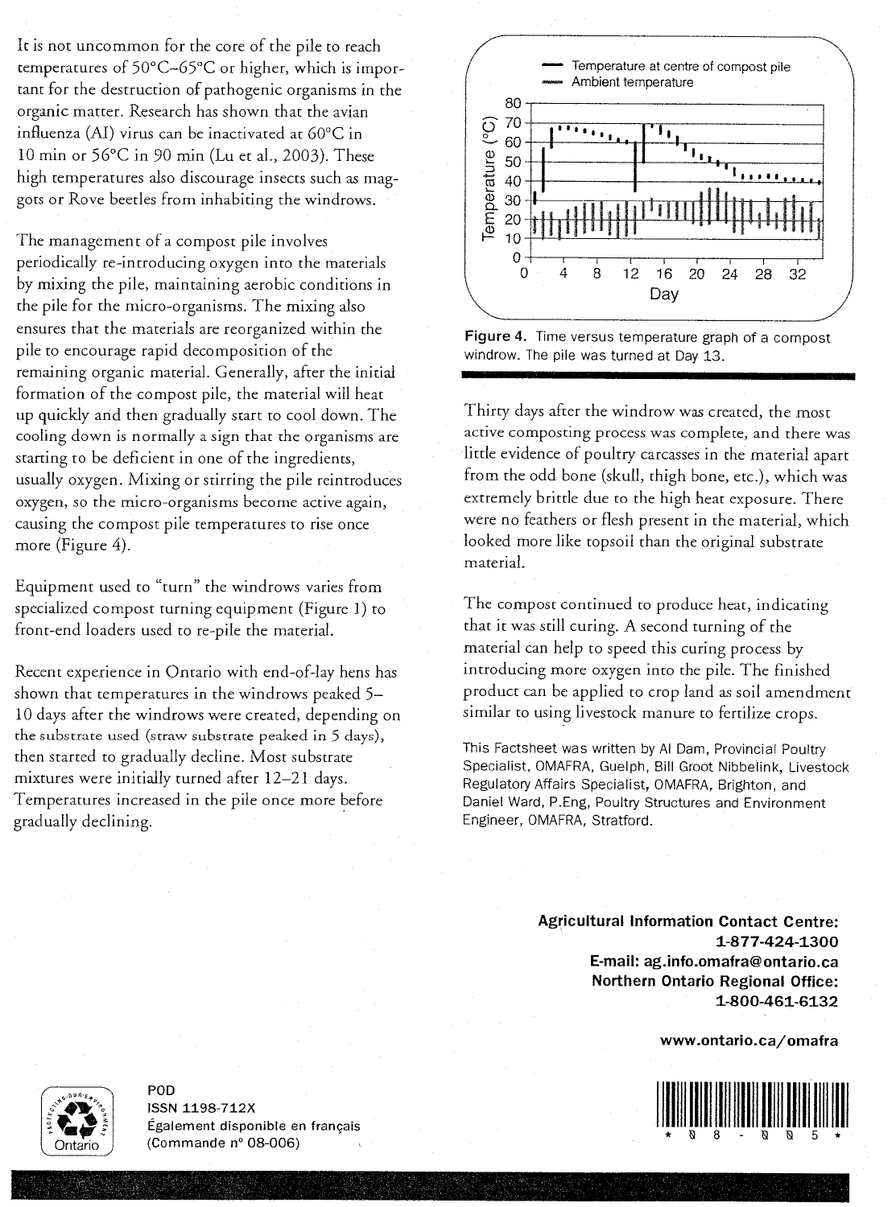It is not uncommon for the core of the pile to reach temperatures of 50°C–65°C or higher, which is important for the destruction of pathogenic organisms in the organic matter. Research has shown that the avian influenza (AI) virus can be inactivated at 60°C in 10 min or 56°C in 90 min (Lu et al., 2003). These high temperatures also discourage insects such as maggots or Rove beetles from inhabiting the windrows.

The management of a compost pile involves periodically re-introducing oxygen into the materials by mixing the pile, maintaining aerobic conditions in the pile for the micro-organisms. The mixing also ensures that the materials are reorganized within the pile to encourage rapid decomposition of the remaining organic material. Generally, after the initial formation of the compost pile, the material will heat up quickly and then gradually start to cool down. The cooling down is normally a sign that the organisms are starting to be deficient in one of the ingredients, usually oxygen. Mixing or stirring the pile reintroduces oxygen, so the micro-organisms become active again, causing the compost pile temperatures to rise once more (Figure 4).

Equipment used to "turn" the windrows varies from specialized compost turning equipment (Figure 1) to front-end loaders used to re-pile the material.

Recent experience in Ontario with end-of-lay hens has shown that temperatures in the windrows peaked 5–10 days after the windrows were created, depending on the substrate used (straw substrate peaked in 5 days), then started to gradually decline. Most substrate mixtures were initially turned after 12–21 days. Temperatures increased in the pile once more before gradually declining.

Temperature at centre of compost pile
Ambient temperature
Temperature (°C)
80
70
60
50
40
30
20
10
0
0 4 8 12 16 20 24 28 32
Day

**Figure 4.** Time versus temperature graph of a compost windrow. The pile was turned at Day 13.

Thirty days after the windrow was created, the most active composting process was complete, and there was little evidence of poultry carcasses in the material apart from the odd bone (skull, thigh bone, etc.), which was extremely brittle due to the high heat exposure. There were no feathers or flesh present in the material, which looked more like topsoil than the original substrate material.

The compost continued to produce heat, indicating that it was still curing. A second turning of the material can help to speed this curing process by introducing more oxygen into the pile. The finished product can be applied to crop land as soil amendment similar to using livestock manure to fertilize crops.

This Factsheet was written by Al Dam, Provincial Poultry Specialist, OMAFRA, Guelph, Bill Groot Nibbelink, Livestock Regulatory Affairs Specialist, OMAFRA, Brighton, and Daniel Ward, P.Eng, Poultry Structures and Environment Engineer, OMAFRA, Stratford.

**Agricultural Information Contact Centre:**
**1-877-424-1300**
**E-mail: ag.info.omafra@ontario.ca**
**Northern Ontario Regional Office:**
**1-800-461-6132**

**www.ontario.ca/omafra**

POD
ISSN 1198-712X
Également disponible en français
(Commande n° 08-006)

\* 0 8 - 0 0 5 \*